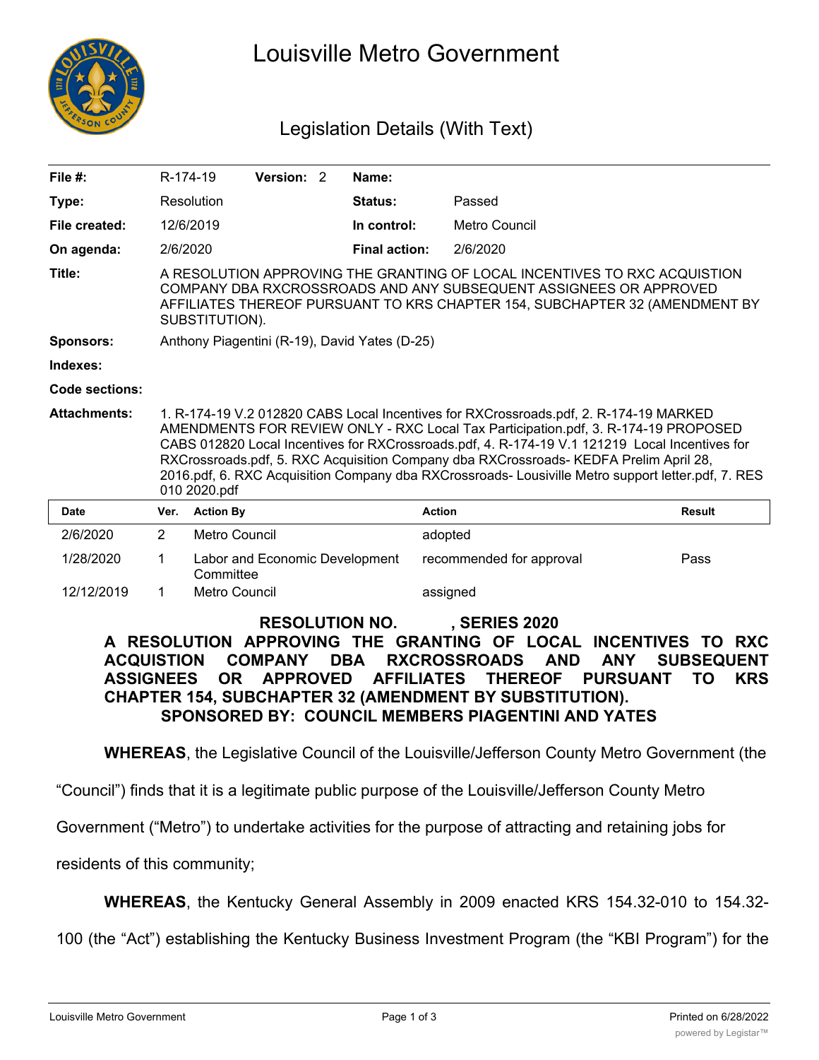# Louisville Metro Government

## Legislation Details (With Text)

| | | | | | |
|---|---|---|---|---|---|
| **File #:** | R-174-19 | **Version:** 2 | | **Name:** | |
| **Type:** | Resolution | | | **Status:** | Passed |
| **File created:** | 12/6/2019 | | | **In control:** | Metro Council |
| **On agenda:** | 2/6/2020 | | | **Final action:** | 2/6/2020 |

**Title:** A RESOLUTION APPROVING THE GRANTING OF LOCAL INCENTIVES TO RXC ACQUISTION COMPANY DBA RXCROSSROADS AND ANY SUBSEQUENT ASSIGNEES OR APPROVED AFFILIATES THEREOF PURSUANT TO KRS CHAPTER 154, SUBCHAPTER 32 (AMENDMENT BY SUBSTITUTION).

**Sponsors:** Anthony Piagentini (R-19), David Yates (D-25)

**Indexes:**

**Code sections:**

**Attachments:** 1. R-174-19 V.2 012820 CABS Local Incentives for RXCrossroads.pdf, 2. R-174-19 MARKED AMENDMENTS FOR REVIEW ONLY - RXC Local Tax Participation.pdf, 3. R-174-19 PROPOSED CABS 012820 Local Incentives for RXCrossroads.pdf, 4. R-174-19 V.1 121219 Local Incentives for RXCrossroads.pdf, 5. RXC Acquisition Company dba RXCrossroads- KEDFA Prelim April 28, 2016.pdf, 6. RXC Acquisition Company dba RXCrossroads- Lousiville Metro support letter.pdf, 7. RES 010 2020.pdf

| Date | Ver. | Action By | Action | Result |
|---|---|---|---|---|
| 2/6/2020 | 2 | Metro Council | adopted | |
| 1/28/2020 | 1 | Labor and Economic Development Committee | recommended for approval | Pass |
| 12/12/2019 | 1 | Metro Council | assigned | |

**RESOLUTION NO. , SERIES 2020**

**A RESOLUTION APPROVING THE GRANTING OF LOCAL INCENTIVES TO RXC ACQUISTION COMPANY DBA RXCROSSROADS AND ANY SUBSEQUENT ASSIGNEES OR APPROVED AFFILIATES THEREOF PURSUANT TO KRS CHAPTER 154, SUBCHAPTER 32 (AMENDMENT BY SUBSTITUTION).**

**SPONSORED BY: COUNCIL MEMBERS PIAGENTINI AND YATES**

**WHEREAS**, the Legislative Council of the Louisville/Jefferson County Metro Government (the "Council") finds that it is a legitimate public purpose of the Louisville/Jefferson County Metro Government ("Metro") to undertake activities for the purpose of attracting and retaining jobs for residents of this community;

**WHEREAS**, the Kentucky General Assembly in 2009 enacted KRS 154.32-010 to 154.32-100 (the "Act") establishing the Kentucky Business Investment Program (the "KBI Program") for the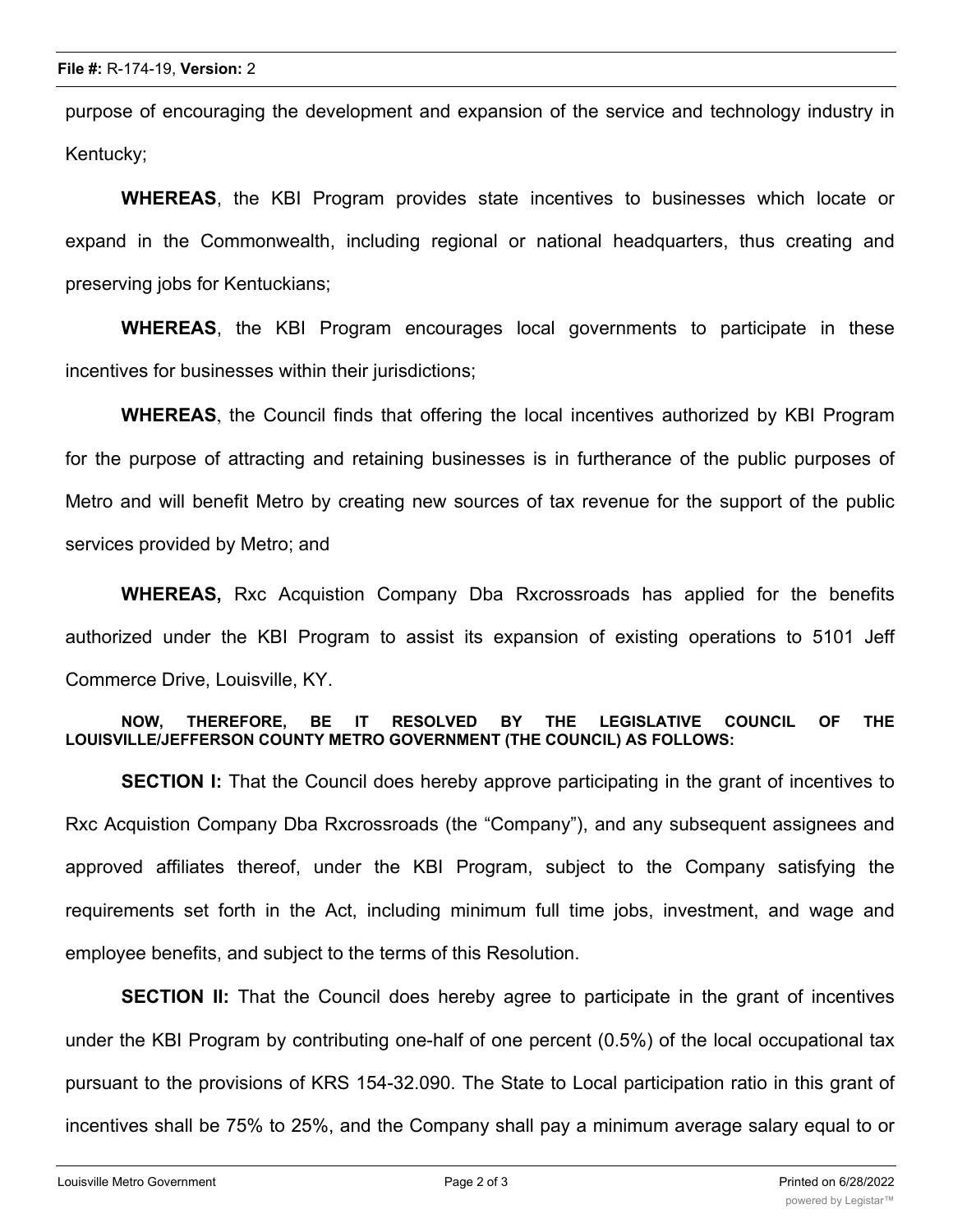purpose of encouraging the development and expansion of the service and technology industry in Kentucky;

**WHEREAS**, the KBI Program provides state incentives to businesses which locate or expand in the Commonwealth, including regional or national headquarters, thus creating and preserving jobs for Kentuckians;

**WHEREAS**, the KBI Program encourages local governments to participate in these incentives for businesses within their jurisdictions;

**WHEREAS**, the Council finds that offering the local incentives authorized by KBI Program for the purpose of attracting and retaining businesses is in furtherance of the public purposes of Metro and will benefit Metro by creating new sources of tax revenue for the support of the public services provided by Metro; and

**WHEREAS,** Rxc Acquistion Company Dba Rxcrossroads has applied for the benefits authorized under the KBI Program to assist its expansion of existing operations to 5101 Jeff Commerce Drive, Louisville, KY.

**NOW, THEREFORE, BE IT RESOLVED BY THE LEGISLATIVE COUNCIL OF THE LOUISVILLE/JEFFERSON COUNTY METRO GOVERNMENT (THE COUNCIL) AS FOLLOWS:**

**SECTION I:** That the Council does hereby approve participating in the grant of incentives to Rxc Acquistion Company Dba Rxcrossroads (the "Company"), and any subsequent assignees and approved affiliates thereof, under the KBI Program, subject to the Company satisfying the requirements set forth in the Act, including minimum full time jobs, investment, and wage and employee benefits, and subject to the terms of this Resolution.

**SECTION II:** That the Council does hereby agree to participate in the grant of incentives under the KBI Program by contributing one-half of one percent (0.5%) of the local occupational tax pursuant to the provisions of KRS 154-32.090. The State to Local participation ratio in this grant of incentives shall be 75% to 25%, and the Company shall pay a minimum average salary equal to or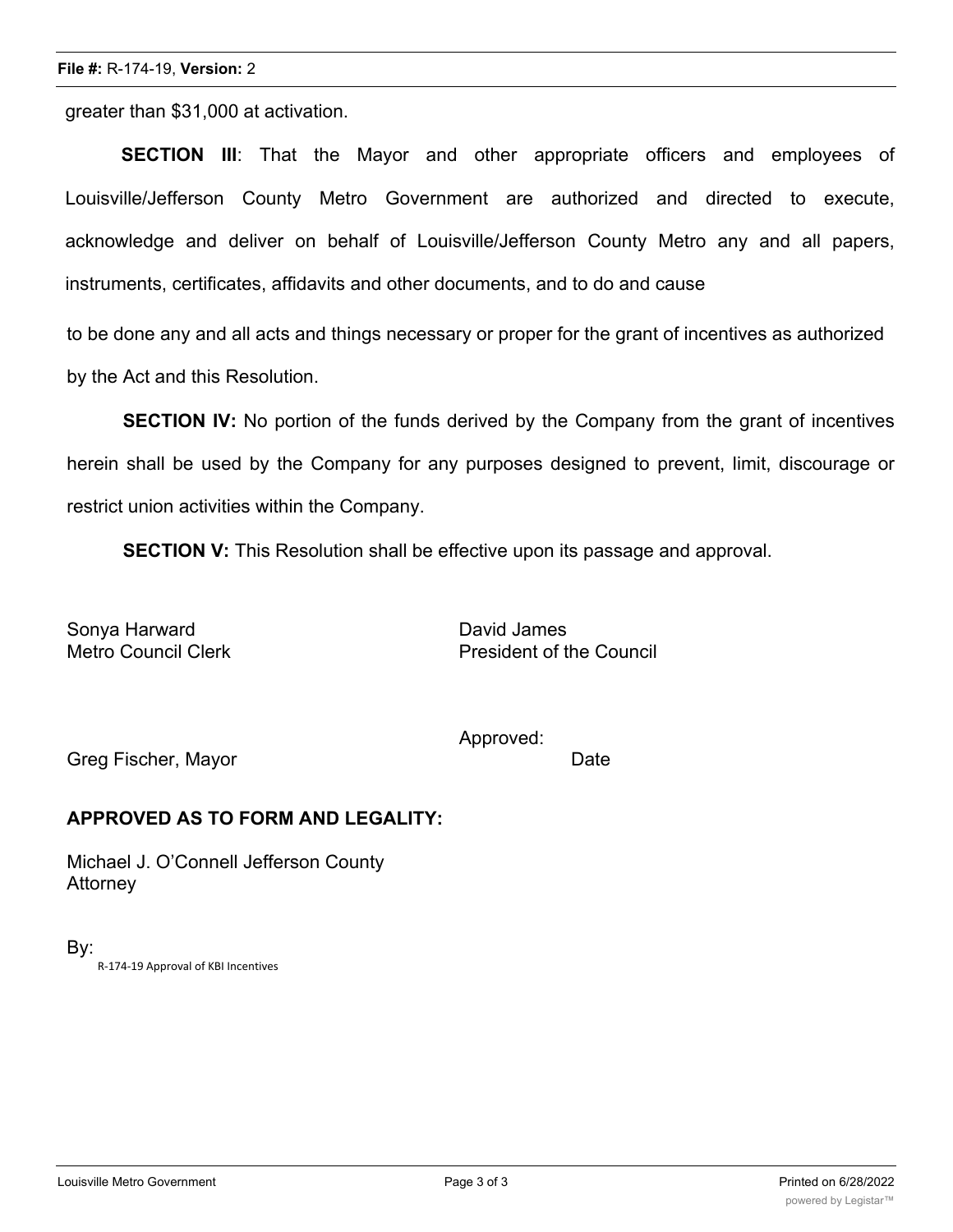greater than $31,000 at activation.

**SECTION III**: That the Mayor and other appropriate officers and employees of Louisville/Jefferson County Metro Government are authorized and directed to execute, acknowledge and deliver on behalf of Louisville/Jefferson County Metro any and all papers, instruments, certificates, affidavits and other documents, and to do and cause to be done any and all acts and things necessary or proper for the grant of incentives as authorized by the Act and this Resolution.

**SECTION IV:** No portion of the funds derived by the Company from the grant of incentives herein shall be used by the Company for any purposes designed to prevent, limit, discourage or restrict union activities within the Company.

**SECTION V:** This Resolution shall be effective upon its passage and approval.

Sonya Harward
Metro Council Clerk

David James
President of the Council

Greg Fischer, Mayor

Approved:
Date

**APPROVED AS TO FORM AND LEGALITY:**

Michael J. O'Connell Jefferson County Attorney

By:

R-174-19 Approval of KBI Incentives